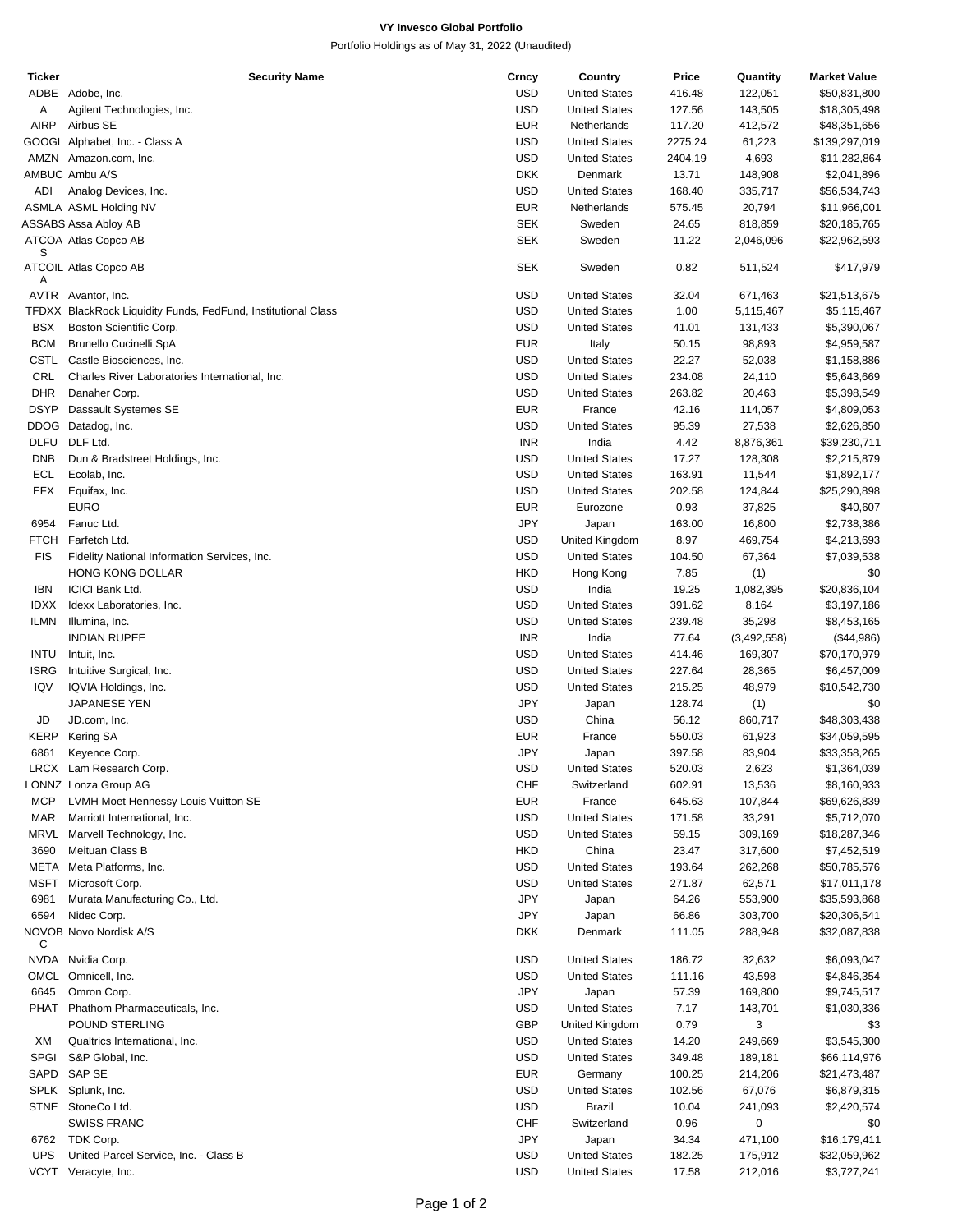# VY Invesco Global Portfolio

Portfolio Holdings as of May 31, 2022 (Unaudited)

| Ticker | Security Name | Crncy | Country | Price | Quantity | Market Value |
|---|---|---|---|---|---|---|
| ADBE | Adobe, Inc. | USD | United States | 416.48 | 122,051 | $50,831,800 |
| A | Agilent Technologies, Inc. | USD | United States | 127.56 | 143,505 | $18,305,498 |
| AIRP | Airbus SE | EUR | Netherlands | 117.20 | 412,572 | $48,351,656 |
| GOOGL | Alphabet, Inc. - Class A | USD | United States | 2275.24 | 61,223 | $139,297,019 |
| AMZN | Amazon.com, Inc. | USD | United States | 2404.19 | 4,693 | $11,282,864 |
| AMBUC | Ambu A/S | DKK | Denmark | 13.71 | 148,908 | $2,041,896 |
| ADI | Analog Devices, Inc. | USD | United States | 168.40 | 335,717 | $56,534,743 |
| ASMLA | ASML Holding NV | EUR | Netherlands | 575.45 | 20,794 | $11,966,001 |
| ASSABS | Assa Abloy AB | SEK | Sweden | 24.65 | 818,859 | $20,185,765 |
| ATCOAS | Atlas Copco AB | SEK | Sweden | 11.22 | 2,046,096 | $22,962,593 |
| ATCOILA | Atlas Copco AB | SEK | Sweden | 0.82 | 511,524 | $417,979 |
| AVTR | Avantor, Inc. | USD | United States | 32.04 | 671,463 | $21,513,675 |
| TFDXX | BlackRock Liquidity Funds, FedFund, Institutional Class | USD | United States | 1.00 | 5,115,467 | $5,115,467 |
| BSX | Boston Scientific Corp. | USD | United States | 41.01 | 131,433 | $5,390,067 |
| BCM | Brunello Cucinelli SpA | EUR | Italy | 50.15 | 98,893 | $4,959,587 |
| CSTL | Castle Biosciences, Inc. | USD | United States | 22.27 | 52,038 | $1,158,886 |
| CRL | Charles River Laboratories International, Inc. | USD | United States | 234.08 | 24,110 | $5,643,669 |
| DHR | Danaher Corp. | USD | United States | 263.82 | 20,463 | $5,398,549 |
| DSYP | Dassault Systemes SE | EUR | France | 42.16 | 114,057 | $4,809,053 |
| DDOG | Datadog, Inc. | USD | United States | 95.39 | 27,538 | $2,626,850 |
| DLFU | DLF Ltd. | INR | India | 4.42 | 8,876,361 | $39,230,711 |
| DNB | Dun & Bradstreet Holdings, Inc. | USD | United States | 17.27 | 128,308 | $2,215,879 |
| ECL | Ecolab, Inc. | USD | United States | 163.91 | 11,544 | $1,892,177 |
| EFX | Equifax, Inc. | USD | United States | 202.58 | 124,844 | $25,290,898 |
| | EURO | EUR | Eurozone | 0.93 | 37,825 | $40,607 |
| 6954 | Fanuc Ltd. | JPY | Japan | 163.00 | 16,800 | $2,738,386 |
| FTCH | Farfetch Ltd. | USD | United Kingdom | 8.97 | 469,754 | $4,213,693 |
| FIS | Fidelity National Information Services, Inc. | USD | United States | 104.50 | 67,364 | $7,039,538 |
| | HONG KONG DOLLAR | HKD | Hong Kong | 7.85 | (1) | $0 |
| IBN | ICICI Bank Ltd. | USD | India | 19.25 | 1,082,395 | $20,836,104 |
| IDXX | Idexx Laboratories, Inc. | USD | United States | 391.62 | 8,164 | $3,197,186 |
| ILMN | Illumina, Inc. | USD | United States | 239.48 | 35,298 | $8,453,165 |
| | INDIAN RUPEE | INR | India | 77.64 | (3,492,558) | ($44,986) |
| INTU | Intuit, Inc. | USD | United States | 414.46 | 169,307 | $70,170,979 |
| ISRG | Intuitive Surgical, Inc. | USD | United States | 227.64 | 28,365 | $6,457,009 |
| IQV | IQVIA Holdings, Inc. | USD | United States | 215.25 | 48,979 | $10,542,730 |
| | JAPANESE YEN | JPY | Japan | 128.74 | (1) | $0 |
| JD | JD.com, Inc. | USD | China | 56.12 | 860,717 | $48,303,438 |
| KERP | Kering SA | EUR | France | 550.03 | 61,923 | $34,059,595 |
| 6861 | Keyence Corp. | JPY | Japan | 397.58 | 83,904 | $33,358,265 |
| LRCX | Lam Research Corp. | USD | United States | 520.03 | 2,623 | $1,364,039 |
| LONNZ | Lonza Group AG | CHF | Switzerland | 602.91 | 13,536 | $8,160,933 |
| MCP | LVMH Moet Hennessy Louis Vuitton SE | EUR | France | 645.63 | 107,844 | $69,626,839 |
| MAR | Marriott International, Inc. | USD | United States | 171.58 | 33,291 | $5,712,070 |
| MRVL | Marvell Technology, Inc. | USD | United States | 59.15 | 309,169 | $18,287,346 |
| 3690 | Meituan Class B | HKD | China | 23.47 | 317,600 | $7,452,519 |
| META | Meta Platforms, Inc. | USD | United States | 193.64 | 262,268 | $50,785,576 |
| MSFT | Microsoft Corp. | USD | United States | 271.87 | 62,571 | $17,011,178 |
| 6981 | Murata Manufacturing Co., Ltd. | JPY | Japan | 64.26 | 553,900 | $35,593,868 |
| 6594 | Nidec Corp. | JPY | Japan | 66.86 | 303,700 | $20,306,541 |
| NOVOBC | Novo Nordisk A/S | DKK | Denmark | 111.05 | 288,948 | $32,087,838 |
| NVDA | Nvidia Corp. | USD | United States | 186.72 | 32,632 | $6,093,047 |
| OMCL | Omnicell, Inc. | USD | United States | 111.16 | 43,598 | $4,846,354 |
| 6645 | Omron Corp. | JPY | Japan | 57.39 | 169,800 | $9,745,517 |
| PHAT | Phathom Pharmaceuticals, Inc. | USD | United States | 7.17 | 143,701 | $1,030,336 |
| | POUND STERLING | GBP | United Kingdom | 0.79 | 3 | $3 |
| XM | Qualtrics International, Inc. | USD | United States | 14.20 | 249,669 | $3,545,300 |
| SPGI | S&P Global, Inc. | USD | United States | 349.48 | 189,181 | $66,114,976 |
| SAPD | SAP SE | EUR | Germany | 100.25 | 214,206 | $21,473,487 |
| SPLK | Splunk, Inc. | USD | United States | 102.56 | 67,076 | $6,879,315 |
| STNE | StoneCo Ltd. | USD | Brazil | 10.04 | 241,093 | $2,420,574 |
| | SWISS FRANC | CHF | Switzerland | 0.96 | 0 | $0 |
| 6762 | TDK Corp. | JPY | Japan | 34.34 | 471,100 | $16,179,411 |
| UPS | United Parcel Service, Inc. - Class B | USD | United States | 182.25 | 175,912 | $32,059,962 |
| VCYT | Veracyte, Inc. | USD | United States | 17.58 | 212,016 | $3,727,241 |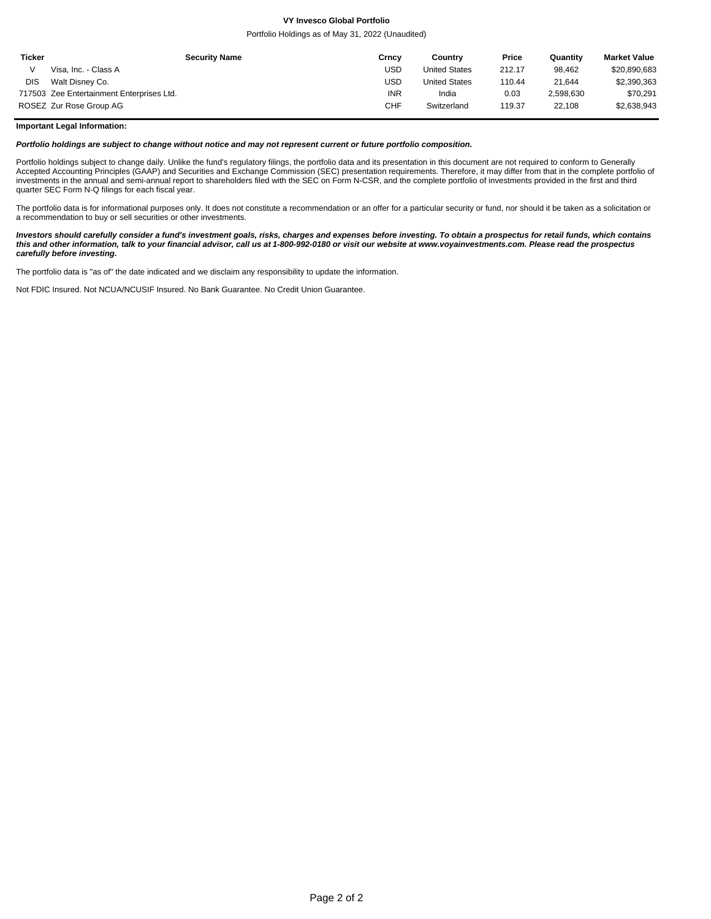**VY Invesco Global Portfolio**

Portfolio Holdings as of May 31, 2022 (Unaudited)

| Ticker | Security Name | Crncy | Country | Price | Quantity | Market Value |
|---|---|---|---|---|---|---|
| V | Visa, Inc. - Class A | USD | United States | 212.17 | 98,462 | $20,890,683 |
| DIS | Walt Disney Co. | USD | United States | 110.44 | 21,644 | $2,390,363 |
| 717503 | Zee Entertainment Enterprises Ltd. | INR | India | 0.03 | 2,598,630 | $70,291 |
| ROSEZ | Zur Rose Group AG | CHF | Switzerland | 119.37 | 22,108 | $2,638,943 |

**Important Legal Information:**

***Portfolio holdings are subject to change without notice and may not represent current or future portfolio composition.***

Portfolio holdings subject to change daily. Unlike the fund's regulatory filings, the portfolio data and its presentation in this document are not required to conform to Generally Accepted Accounting Principles (GAAP) and Securities and Exchange Commission (SEC) presentation requirements. Therefore, it may differ from that in the complete portfolio of investments in the annual and semi-annual report to shareholders filed with the SEC on Form N-CSR, and the complete portfolio of investments provided in the first and third quarter SEC Form N-Q filings for each fiscal year.

The portfolio data is for informational purposes only. It does not constitute a recommendation or an offer for a particular security or fund, nor should it be taken as a solicitation or a recommendation to buy or sell securities or other investments.

***Investors should carefully consider a fund's investment goals, risks, charges and expenses before investing. To obtain a prospectus for retail funds, which contains this and other information, talk to your financial advisor, call us at 1-800-992-0180 or visit our website at www.voyainvestments.com. Please read the prospectus carefully before investing.***

The portfolio data is "as of" the date indicated and we disclaim any responsibility to update the information.

Not FDIC Insured. Not NCUA/NCUSIF Insured. No Bank Guarantee. No Credit Union Guarantee.